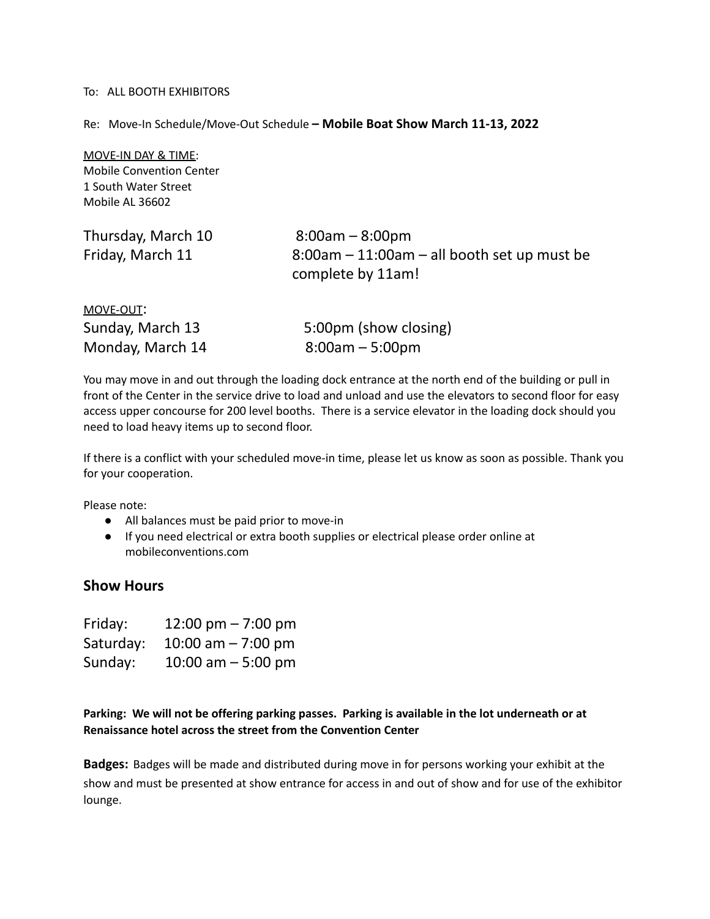To: ALL BOOTH EXHIBITORS

Re: Move-In Schedule/Move-Out Schedule **– Mobile Boat Show March 11-13, 2022**

MOVE-IN DAY & TIME:
Mobile Convention Center
1 South Water Street
Mobile AL 36602

| | |
|---|---|
| Thursday, March 10 | 8:00am – 8:00pm |
| Friday, March 11 | 8:00am – 11:00am – all booth set up must be complete by 11am! |

MOVE-OUT:

| | |
|---|---|
| Sunday, March 13 | 5:00pm (show closing) |
| Monday, March 14 | 8:00am – 5:00pm |

You may move in and out through the loading dock entrance at the north end of the building or pull in front of the Center in the service drive to load and unload and use the elevators to second floor for easy access upper concourse for 200 level booths. There is a service elevator in the loading dock should you need to load heavy items up to second floor.

If there is a conflict with your scheduled move-in time, please let us know as soon as possible. Thank you for your cooperation.

Please note:

- All balances must be paid prior to move-in
- If you need electrical or extra booth supplies or electrical please order online at mobileconventions.com

## Show Hours

| | |
|---|---|
| Friday: | 12:00 pm – 7:00 pm |
| Saturday: | 10:00 am – 7:00 pm |
| Sunday: | 10:00 am – 5:00 pm |

**Parking: We will not be offering parking passes. Parking is available in the lot underneath or at Renaissance hotel across the street from the Convention Center**

**Badges:** Badges will be made and distributed during move in for persons working your exhibit at the show and must be presented at show entrance for access in and out of show and for use of the exhibitor lounge.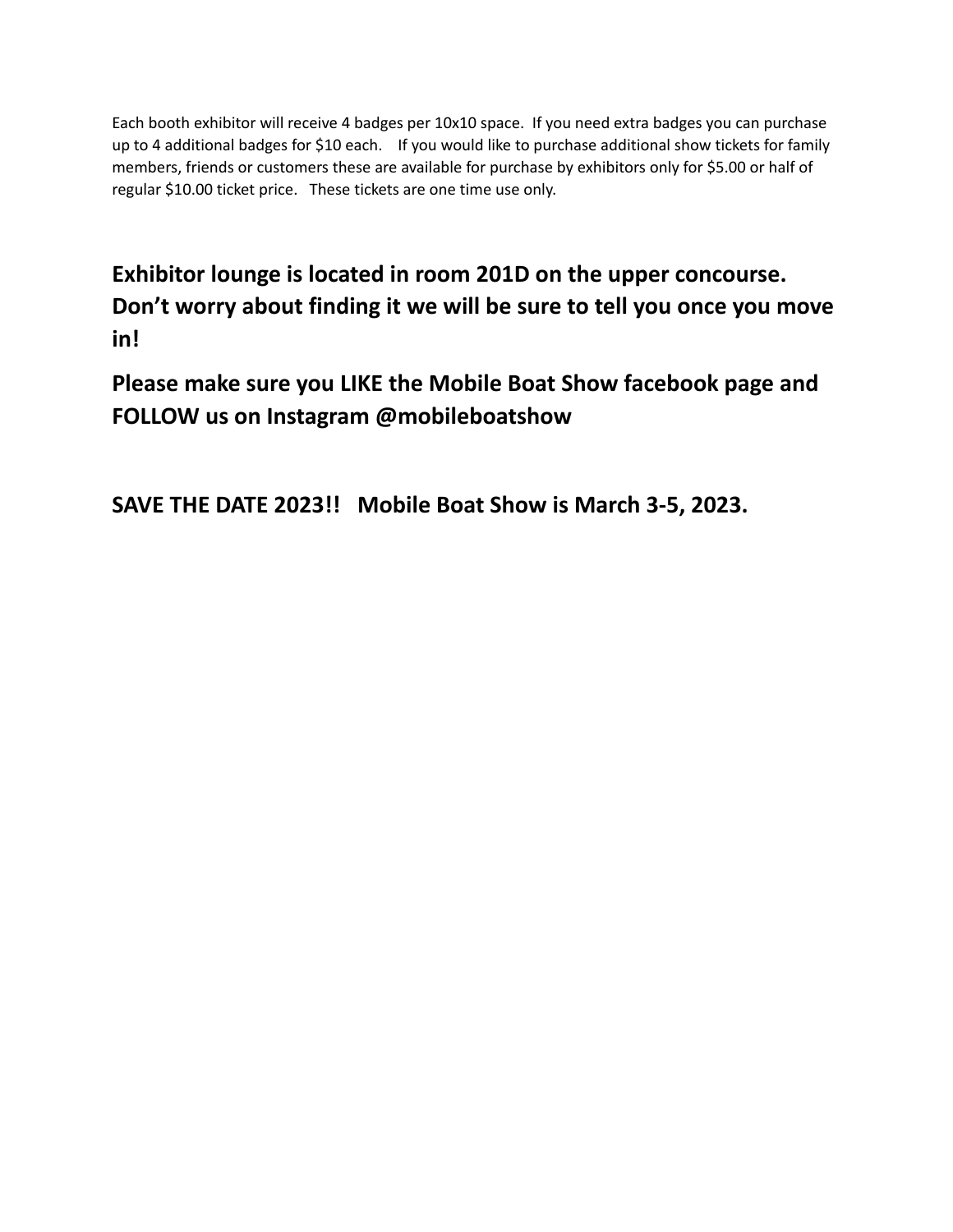Each booth exhibitor will receive 4 badges per 10x10 space. If you need extra badges you can purchase up to 4 additional badges for $10 each. If you would like to purchase additional show tickets for family members, friends or customers these are available for purchase by exhibitors only for $5.00 or half of regular $10.00 ticket price. These tickets are one time use only.

**Exhibitor lounge is located in room 201D on the upper concourse. Don't worry about finding it we will be sure to tell you once you move in!**

**Please make sure you LIKE the Mobile Boat Show facebook page and FOLLOW us on Instagram @mobileboatshow**

**SAVE THE DATE 2023!! Mobile Boat Show is March 3-5, 2023.**